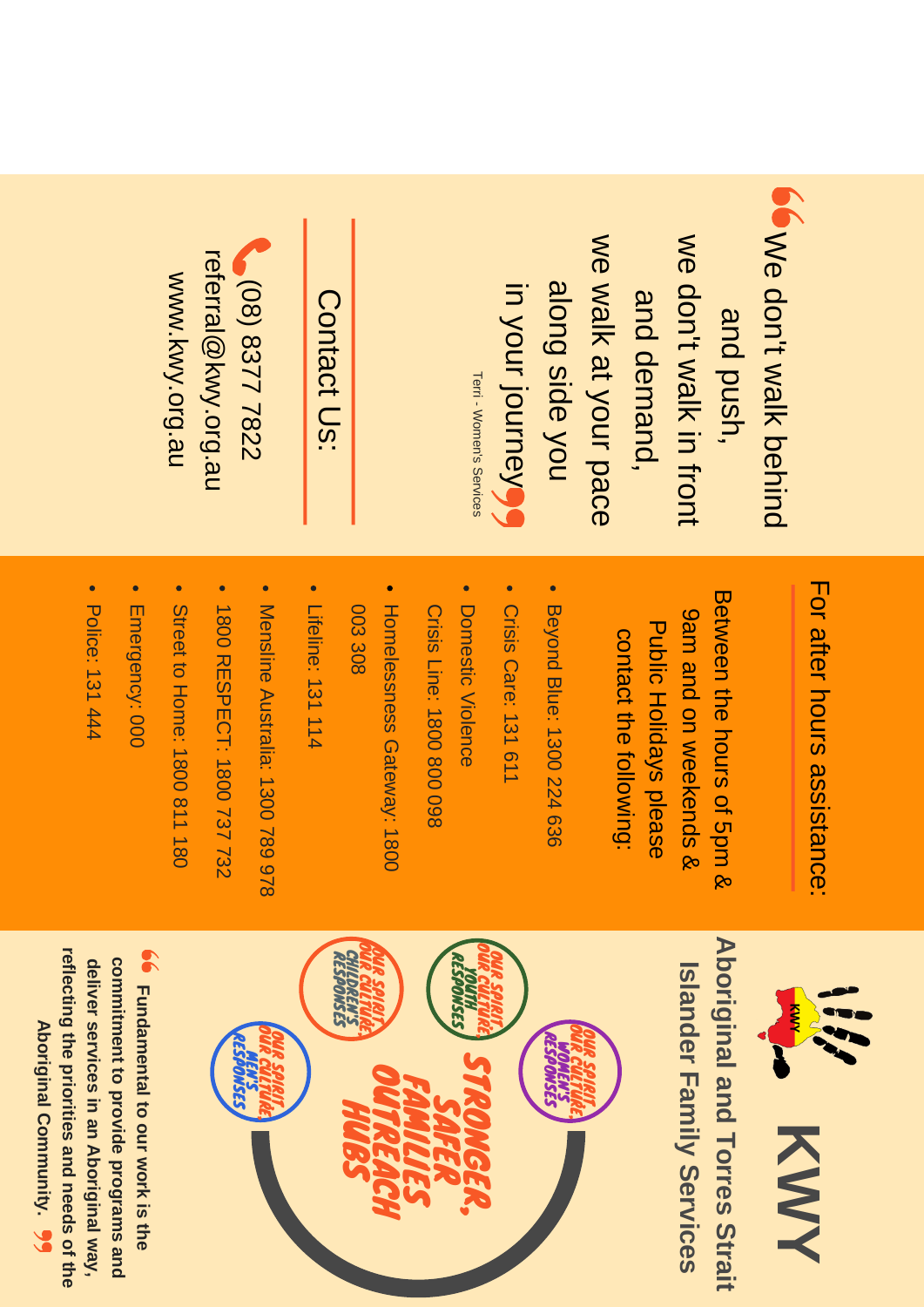# KWY

## Aboriginal and Torres Strait Islander Family Services

STRONGER, SAFER FAMILIES OUTREACH HUBS

OUR SPIRIT, OUR CULTURE, WOMEN'S RESPONSES

OUR SPIRIT, OUR CULTURE, YOUTH RESPONSES

OUR SPIRIT, OUR CULTURE, CHILDREN'S RESPONSES

OUR SPIRIT, OUR CULTURE, MEN'S RESPONSES

> **Fundamental to our work is the commitment to provide programs and deliver services in an Aboriginal way, reflecting the priorities and needs of the Aboriginal Community.**

## For after hours assistance:

Between the hours of 5pm & 9am and on weekends & Public Holidays please contact the following:

- Beyond Blue: 1300 224 636
- Crisis Care: 131 611
- Domestic Violence Crisis Line: 1800 800 098
- Homelessness Gateway: 1800 003 308
- Lifeline: 131 114
- Mensline Australia: 1300 789 978
- 1800 RESPECT: 1800 737 732
- Street to Home: 1800 811 180
- Emergency: 000
- Police: 131 444

> We don't walk behind and push, we don't walk in front and demand, we walk at your pace along side you in your journey

Terri - Women's Services

## Contact Us:

(08) 8377 7822
referral@kwy.org.au
www.kwy.org.au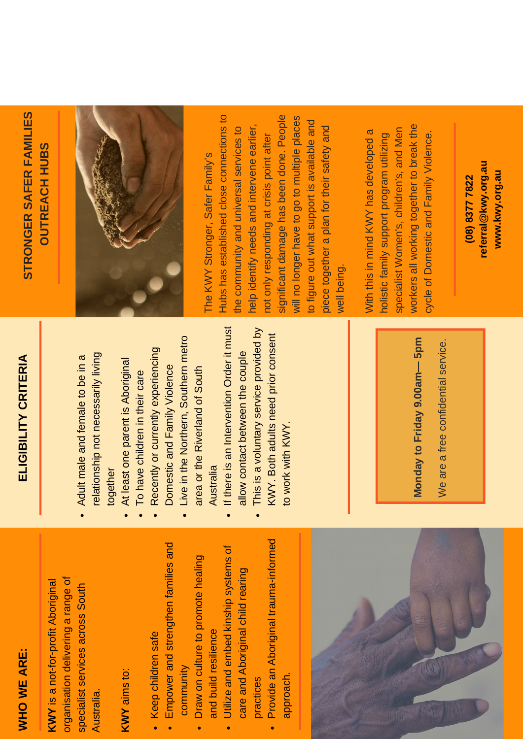## WHO WE ARE:

**KWY** is a not-for-profit Aboriginal organisation delivering a range of specialist services across South Australia.

**KWY** aims to:

- Keep children safe
- Empower and strengthen families and community
- Draw on culture to promote healing and build resilience
- Utilize and embed kinship systems of care and Aboriginal child rearing practices
- Provide an Aboriginal trauma-informed approach.

## ELIGIBILITY CRITERIA

- Adult male and female to be in a relationship not necessarily living together
- At least one parent is Aboriginal
- To have children in their care
- Recently or currently experiencing Domestic and Family Violence
- Live in the Northern, Southern metro area or the Riverland of South Australia
- If there is an Intervention Order it must allow contact between the couple
- This is a voluntary service provided by KWY. Both adults need prior consent to work with KWY.

**Monday to Friday 9.00am— 5pm**

We are a free confidential service.

## STRONGER SAFER FAMILIES OUTREACH HUBS

The KWY Stronger, Safer Family's Hubs has established close connections to the community and universal services to help identify needs and intervene earlier, not only responding at crisis point after significant damage has been done. People will no longer have to go to multiple places to figure out what support is available and piece together a plan for their safety and well being.

With this in mind KWY has developed a holistic family support program utilizing specialist Women's, children's, and Men workers all working together to break the cycle of Domestic and Family Violence.

**(08) 8377 7822**
**referral@kwy.org.au**
**www.kwy.org.au**